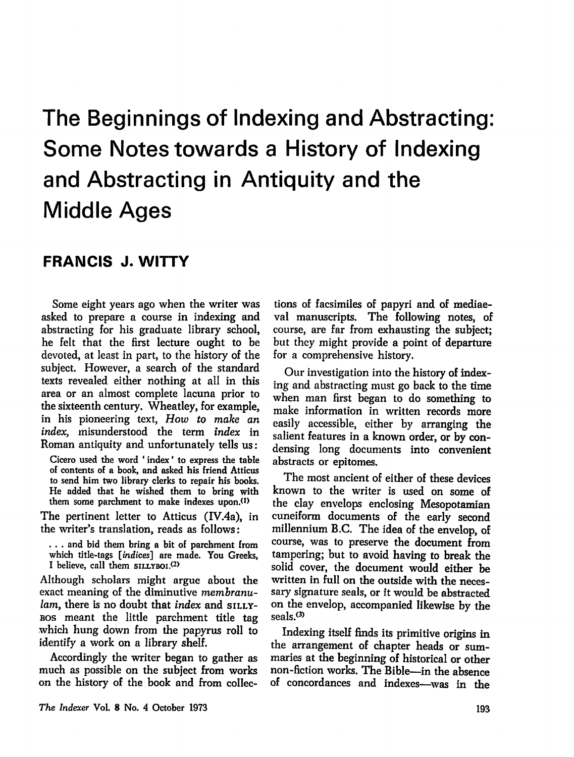# The Beginnings of Indexing and Abstracting: Some Notes towards a History of Indexing and Abstracting in Antiquity and the Middle Ages

## FRANCIS J. WITTY

Some eight years ago when the writer was asked to prepare a course in indexing and abstracting for his graduate library school, he felt that the first lecture ought to be devoted, at least in part, to the history of the subject. However, a search of the standard texts revealed either nothing at all in this area or an almost complete lacuna prior to the sixteenth century. Wheatley, for example, in his pioneering text, *How to make an index,* misunderstood the term *index* in Roman antiquity and unfortunately tells us:

> Cicero used the word 'index' to express the table of contents of a book, and asked his friend Atticus to send him two library clerks to repair his books. He added that he wished them to bring with them some parchment to make indexes upon.[1]

The pertinent letter to Atticus (IV.4a), in the writer's translation, reads as follows:

> . . . and bid them bring a bit of parchment from which title-tags [*indices*] are made. You Greeks, I believe, call them SILLYBOI.[2]

Although scholars might argue about the exact meaning of the diminutive *membranulam,* there is no doubt that *index* and SILLYBOS meant the little parchment title tag which hung down from the papyrus roll to identify a work on a library shelf.

Accordingly the writer began to gather as much as possible on the subject from works on the history of the book and from collections of facsimiles of papyri and of mediaeval manuscripts. The following notes, of course, are far from exhausting the subject; but they might provide a point of departure for a comprehensive history.

Our investigation into the history of indexing and abstracting must go back to the time when man first began to do something to make information in written records more easily accessible, either by arranging the salient features in a known order, or by condensing long documents into convenient abstracts or epitomes.

The most ancient of either of these devices known to the writer is used on some of the clay envelops enclosing Mesopotamian cuneiform documents of the early second millennium B.C. The idea of the envelop, of course, was to preserve the document from tampering; but to avoid having to break the solid cover, the document would either be written in full on the outside with the necessary signature seals, or it would be abstracted on the envelop, accompanied likewise by the seals.[3]

Indexing itself finds its primitive origins in the arrangement of chapter heads or summaries at the beginning of historical or other non-fiction works. The Bible—in the absence of concordances and indexes—was in the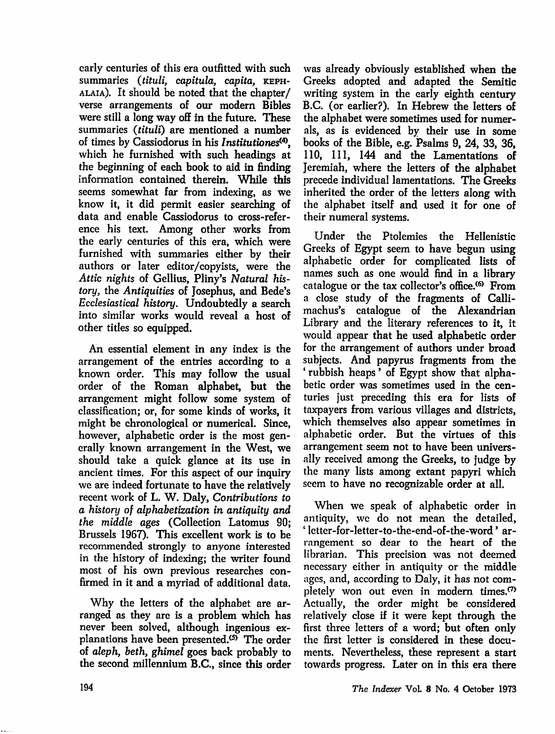early centuries of this era outfitted with such summaries (*tituli, capitula, capita,* KEPHALAIA). It should be noted that the chapter/verse arrangements of our modern Bibles were still a long way off in the future. These summaries (*tituli*) are mentioned a number of times by Cassiodorus in his *Institutiones*[4], which he furnished with such headings at the beginning of each book to aid in finding information contained therein. While this seems somewhat far from indexing, as we know it, it did permit easier searching of data and enable Cassiodorus to cross-reference his text. Among other works from the early centuries of this era, which were furnished with summaries either by their authors or later editor/copyists, were the *Attic nights* of Gellius, Pliny's *Natural history*, the *Antiquities* of Josephus, and Bede's *Ecclesiastical history*. Undoubtedly a search into similar works would reveal a host of other titles so equipped.

An essential element in any index is the arrangement of the entries according to a known order. This may follow the usual order of the Roman alphabet, but the arrangement might follow some system of classification; or, for some kinds of works, it might be chronological or numerical. Since, however, alphabetic order is the most generally known arrangement in the West, we should take a quick glance at its use in ancient times. For this aspect of our inquiry we are indeed fortunate to have the relatively recent work of L. W. Daly, *Contributions to a history of alphabetization in antiquity and the middle ages* (Collection Latomus 90; Brussels 1967). This excellent work is to be recommended strongly to anyone interested in the history of indexing; the writer found most of his own previous researches confirmed in it and a myriad of additional data.

Why the letters of the alphabet are arranged as they are is a problem which has never been solved, although ingenious explanations have been presented.[5] The order of *aleph, beth, ghimel* goes back probably to the second millennium B.C., since this order was already obviously established when the Greeks adopted and adapted the Semitic writing system in the early eighth century B.C. (or earlier?). In Hebrew the letters of the alphabet were sometimes used for numerals, as is evidenced by their use in some books of the Bible, e.g. Psalms 9, 24, 33, 36, 110, 111, 144 and the Lamentations of Jeremiah, where the letters of the alphabet precede individual lamentations. The Greeks inherited the order of the letters along with the alphabet itself and used it for one of their numeral systems.

Under the Ptolemies the Hellenistic Greeks of Egypt seem to have begun using alphabetic order for complicated lists of names such as one would find in a library catalogue or the tax collector's office.[6] From a close study of the fragments of Callimachus's catalogue of the Alexandrian Library and the literary references to it, it would appear that he used alphabetic order for the arrangement of authors under broad subjects. And papyrus fragments from the 'rubbish heaps' of Egypt show that alphabetic order was sometimes used in the centuries just preceding this era for lists of taxpayers from various villages and districts, which themselves also appear sometimes in alphabetic order. But the virtues of this arrangement seem not to have been universally received among the Greeks, to judge by the many lists among extant papyri which seem to have no recognizable order at all.

When we speak of alphabetic order in antiquity, we do not mean the detailed, 'letter-for-letter-to-the-end-of-the-word' arrangement so dear to the heart of the librarian. This precision was not deemed necessary either in antiquity or the middle ages, and, according to Daly, it has not completely won out even in modern times.[7] Actually, the order might be considered relatively close if it were kept through the first three letters of a word; but often only the first letter is considered in these documents. Nevertheless, these represent a start towards progress. Later on in this era there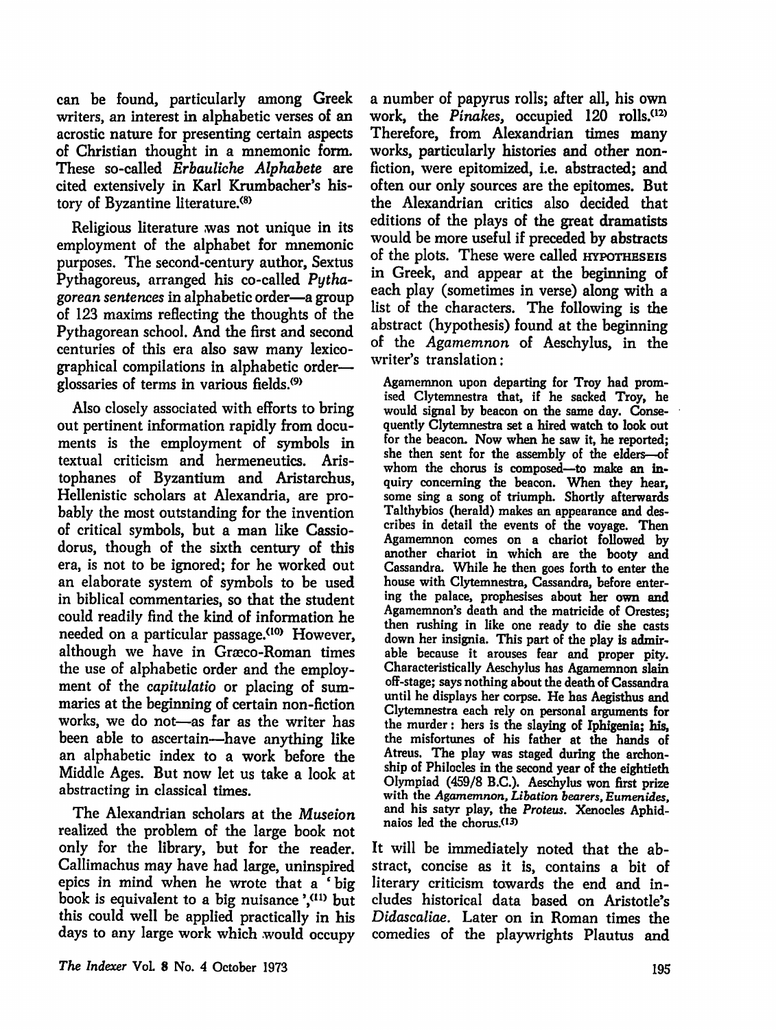can be found, particularly among Greek writers, an interest in alphabetic verses of an acrostic nature for presenting certain aspects of Christian thought in a mnemonic form. These so-called *Erbauliche Alphabete* are cited extensively in Karl Krumbacher's history of Byzantine literature.[8]

Religious literature was not unique in its employment of the alphabet for mnemonic purposes. The second-century author, Sextus Pythagoreus, arranged his co-called *Pythagorean sentences* in alphabetic order—a group of 123 maxims reflecting the thoughts of the Pythagorean school. And the first and second centuries of this era also saw many lexicographical compilations in alphabetic order—glossaries of terms in various fields.[9]

Also closely associated with efforts to bring out pertinent information rapidly from documents is the employment of symbols in textual criticism and hermeneutics. Aristophanes of Byzantium and Aristarchus, Hellenistic scholars at Alexandria, are probably the most outstanding for the invention of critical symbols, but a man like Cassiodorus, though of the sixth century of this era, is not to be ignored; for he worked out an elaborate system of symbols to be used in biblical commentaries, so that the student could readily find the kind of information he needed on a particular passage.[10] However, although we have in Græco-Roman times the use of alphabetic order and the employment of the *capitulatio* or placing of summaries at the beginning of certain non-fiction works, we do not—as far as the writer has been able to ascertain—have anything like an alphabetic index to a work before the Middle Ages. But now let us take a look at abstracting in classical times.

The Alexandrian scholars at the *Museion* realized the problem of the large book not only for the library, but for the reader. Callimachus may have had large, uninspired epics in mind when he wrote that a 'big book is equivalent to a big nuisance',[11] but this could well be applied practically in his days to any large work which would occupy a number of papyrus rolls; after all, his own work, the *Pinakes*, occupied 120 rolls.[12] Therefore, from Alexandrian times many works, particularly histories and other non-fiction, were epitomized, i.e. abstracted; and often our only sources are the epitomes. But the Alexandrian critics also decided that editions of the plays of the great dramatists would be more useful if preceded by abstracts of the plots. These were called HYPOTHESEIS in Greek, and appear at the beginning of each play (sometimes in verse) along with a list of the characters. The following is the abstract (hypothesis) found at the beginning of the *Agamemnon* of Aeschylus, in the writer's translation:

> Agamemnon upon departing for Troy had promised Clytemnestra that, if he sacked Troy, he would signal by beacon on the same day. Consequently Clytemnestra set a hired watch to look out for the beacon. Now when he saw it, he reported; she then sent for the assembly of the elders—of whom the chorus is composed—to make an inquiry concerning the beacon. When they hear, some sing a song of triumph. Shortly afterwards Talthybios (herald) makes an appearance and describes in detail the events of the voyage. Then Agamemnon comes on a chariot followed by another chariot in which are the booty and Cassandra. While he then goes forth to enter the house with Clytemnestra, Cassandra, before entering the palace, prophesises about her own and Agamemnon's death and the matricide of Orestes; then rushing in like one ready to die she casts down her insignia. This part of the play is admirable because it arouses fear and proper pity. Characteristically Aeschylus has Agamemnon slain off-stage; says nothing about the death of Cassandra until he displays her corpse. He has Aegisthus and Clytemnestra each rely on personal arguments for the murder: hers is the slaying of Iphigenia; his, the misfortunes of his father at the hands of Atreus. The play was staged during the archonship of Philocles in the second year of the eightieth Olympiad (459/8 B.C.). Aeschylus won first prize with the *Agamemnon*, *Libation bearers*, *Eumenides*, and his satyr play, the *Proteus*. Xenocles Aphidnaios led the chorus.[13]

It will be immediately noted that the abstract, concise as it is, contains a bit of literary criticism towards the end and includes historical data based on Aristotle's *Didascaliae*. Later on in Roman times the comedies of the playwrights Plautus and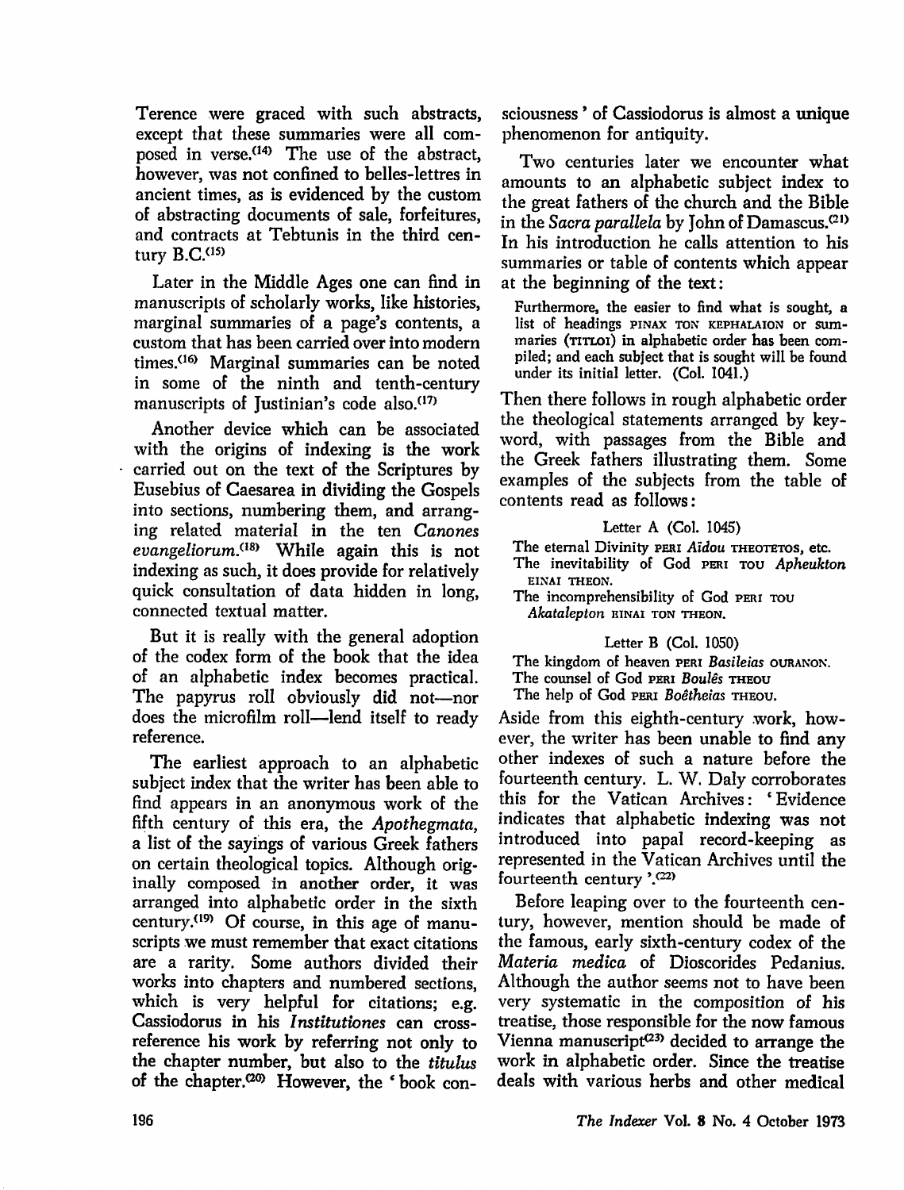Terence were graced with such abstracts, except that these summaries were all composed in verse.[14] The use of the abstract, however, was not confined to belles-lettres in ancient times, as is evidenced by the custom of abstracting documents of sale, forfeitures, and contracts at Tebtunis in the third century B.C.[15]

Later in the Middle Ages one can find in manuscripts of scholarly works, like histories, marginal summaries of a page's contents, a custom that has been carried over into modern times.[16] Marginal summaries can be noted in some of the ninth and tenth-century manuscripts of Justinian's code also.[17]

Another device which can be associated with the origins of indexing is the work carried out on the text of the Scriptures by Eusebius of Caesarea in dividing the Gospels into sections, numbering them, and arranging related material in the ten *Canones evangeliorum*.[18] While again this is not indexing as such, it does provide for relatively quick consultation of data hidden in long, connected textual matter.

But it is really with the general adoption of the codex form of the book that the idea of an alphabetic index becomes practical. The papyrus roll obviously did not—nor does the microfilm roll—lend itself to ready reference.

The earliest approach to an alphabetic subject index that the writer has been able to find appears in an anonymous work of the fifth century of this era, the *Apothegmata*, a list of the sayings of various Greek fathers on certain theological topics. Although originally composed in another order, it was arranged into alphabetic order in the sixth century.[19] Of course, in this age of manuscripts we must remember that exact citations are a rarity. Some authors divided their works into chapters and numbered sections, which is very helpful for citations; e.g. Cassiodorus in his *Institutiones* can cross-reference his work by referring not only to the chapter number, but also to the *titulus* of the chapter.[20] However, the 'book consciousness' of Cassiodorus is almost a unique phenomenon for antiquity.

Two centuries later we encounter what amounts to an alphabetic subject index to the great fathers of the church and the Bible in the *Sacra parallela* by John of Damascus.[21] In his introduction he calls attention to his summaries or table of contents which appear at the beginning of the text:

> Furthermore, the easier to find what is sought, a list of headings PINAX TON KEPHALAION or summaries (TITLOI) in alphabetic order has been compiled; and each subject that is sought will be found under its initial letter. (Col. 1041.)

Then there follows in rough alphabetic order the theological statements arranged by keyword, with passages from the Bible and the Greek fathers illustrating them. Some examples of the subjects from the table of contents read as follows:

Letter A (Col. 1045)

The eternal Divinity PERI *Aïdou* THEOTETOS, etc.
The inevitability of God PERI TOU *Apheukton* EINAI THEON.
The incomprehensibility of God PERI TOU *Akatalepton* EINAI TON THEON.

Letter B (Col. 1050)

The kingdom of heaven PERI *Basileias* OURANON.
The counsel of God PERI *Boulês* THEOU
The help of God PERI *Boêtheias* THEOU.

Aside from this eighth-century work, however, the writer has been unable to find any other indexes of such a nature before the fourteenth century. L. W. Daly corroborates this for the Vatican Archives: 'Evidence indicates that alphabetic indexing was not introduced into papal record-keeping as represented in the Vatican Archives until the fourteenth century'.[22]

Before leaping over to the fourteenth century, however, mention should be made of the famous, early sixth-century codex of the *Materia medica* of Dioscorides Pedanius. Although the author seems not to have been very systematic in the composition of his treatise, those responsible for the now famous Vienna manuscript[23] decided to arrange the work in alphabetic order. Since the treatise deals with various herbs and other medical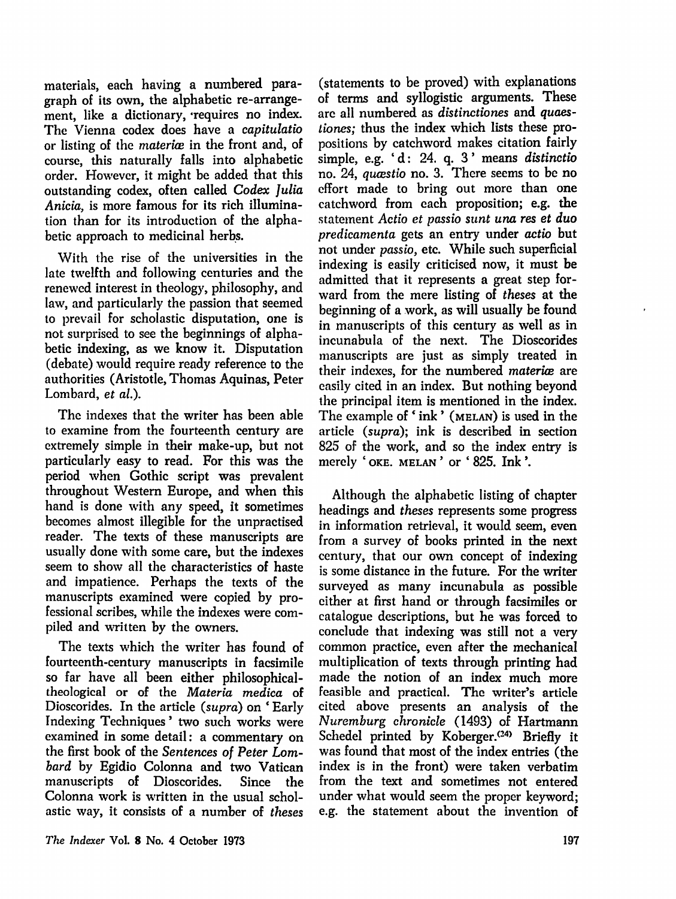materials, each having a numbered paragraph of its own, the alphabetic re-arrangement, like a dictionary, requires no index. The Vienna codex does have a *capitulatio* or listing of the *materiæ* in the front and, of course, this naturally falls into alphabetic order. However, it might be added that this outstanding codex, often called *Codex Julia Anicia*, is more famous for its rich illumination than for its introduction of the alphabetic approach to medicinal herbs.

With the rise of the universities in the late twelfth and following centuries and the renewed interest in theology, philosophy, and law, and particularly the passion that seemed to prevail for scholastic disputation, one is not surprised to see the beginnings of alphabetic indexing, as we know it. Disputation (debate) would require ready reference to the authorities (Aristotle, Thomas Aquinas, Peter Lombard, *et al.*).

The indexes that the writer has been able to examine from the fourteenth century are extremely simple in their make-up, but not particularly easy to read. For this was the period when Gothic script was prevalent throughout Western Europe, and when this hand is done with any speed, it sometimes becomes almost illegible for the unpractised reader. The texts of these manuscripts are usually done with some care, but the indexes seem to show all the characteristics of haste and impatience. Perhaps the texts of the manuscripts examined were copied by professional scribes, while the indexes were compiled and written by the owners.

The texts which the writer has found of fourteenth-century manuscripts in facsimile so far have all been either philosophical-theological or of the *Materia medica* of Dioscorides. In the article (*supra*) on 'Early Indexing Techniques' two such works were examined in some detail: a commentary on the first book of the *Sentences of Peter Lombard* by Egidio Colonna and two Vatican manuscripts of Dioscorides. Since the Colonna work is written in the usual scholastic way, it consists of a number of *theses* (statements to be proved) with explanations of terms and syllogistic arguments. These are all numbered as *distinctiones* and *quaestiones;* thus the index which lists these propositions by catchword makes citation fairly simple, e.g. 'd: 24. q. 3' means *distinctio* no. 24, *quæstio* no. 3. There seems to be no effort made to bring out more than one catchword from each proposition; e.g. the statement *Actio et passio sunt una res et duo predicamenta* gets an entry under *actio* but not under *passio*, etc. While such superficial indexing is easily criticised now, it must be admitted that it represents a great step forward from the mere listing of *theses* at the beginning of a work, as will usually be found in manuscripts of this century as well as in incunabula of the next. The Dioscorides manuscripts are just as simply treated in their indexes, for the numbered *materiæ* are easily cited in an index. But nothing beyond the principal item is mentioned in the index. The example of 'ink' (MELAN) is used in the article (*supra*); ink is described in section 825 of the work, and so the index entry is merely 'OKE. MELAN' or '825. Ink'.

Although the alphabetic listing of chapter headings and *theses* represents some progress in information retrieval, it would seem, even from a survey of books printed in the next century, that our own concept of indexing is some distance in the future. For the writer surveyed as many incunabula as possible either at first hand or through facsimiles or catalogue descriptions, but he was forced to conclude that indexing was still not a very common practice, even after the mechanical multiplication of texts through printing had made the notion of an index much more feasible and practical. The writer's article cited above presents an analysis of the *Nuremburg chronicle* (1493) of Hartmann Schedel printed by Koberger.[24] Briefly it was found that most of the index entries (the index is in the front) were taken verbatim from the text and sometimes not entered under what would seem the proper keyword; e.g. the statement about the invention of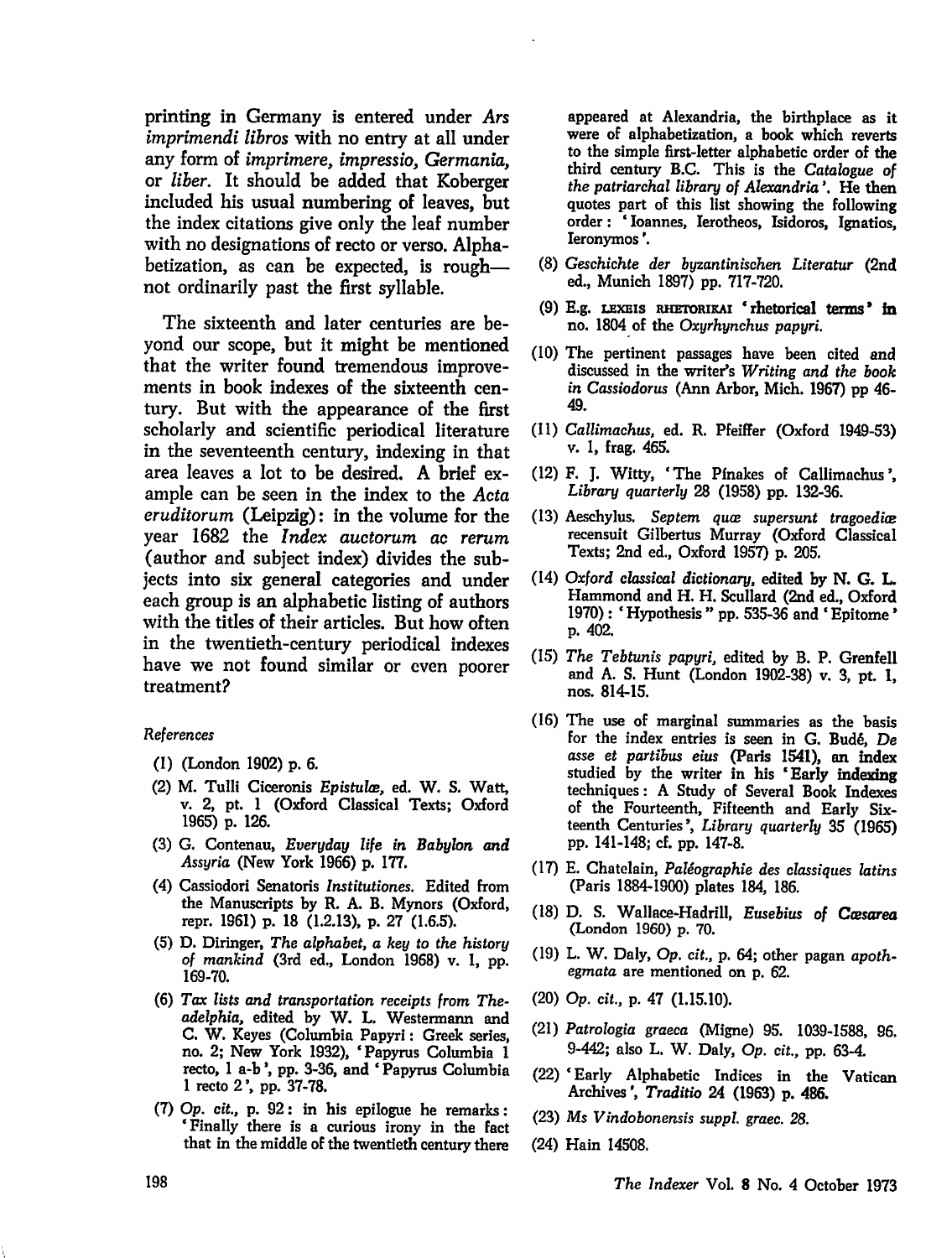printing in Germany is entered under *Ars imprimendi libros* with no entry at all under any form of *imprimere, impressio, Germania,* or *liber*. It should be added that Koberger included his usual numbering of leaves, but the index citations give only the leaf number with no designations of recto or verso. Alphabetization, as can be expected, is rough—not ordinarily past the first syllable.

The sixteenth and later centuries are beyond our scope, but it might be mentioned that the writer found tremendous improvements in book indexes of the sixteenth century. But with the appearance of the first scholarly and scientific periodical literature in the seventeenth century, indexing in that area leaves a lot to be desired. A brief example can be seen in the index to the *Acta eruditorum* (Leipzig): in the volume for the year 1682 the *Index auctorum ac rerum* (author and subject index) divides the subjects into six general categories and under each group is an alphabetic listing of authors with the titles of their articles. But how often in the twentieth-century periodical indexes have we not found similar or even poorer treatment?

*References*

(1) (London 1902) p. 6.

(2) M. Tulli Ciceronis *Epistulæ*, ed. W. S. Watt, v. 2, pt. 1 (Oxford Classical Texts; Oxford 1965) p. 126.

(3) G. Contenau, *Everyday life in Babylon and Assyria* (New York 1966) p. 177.

(4) Cassiodori Senatoris *Institutiones*. Edited from the Manuscripts by R. A. B. Mynors (Oxford, repr. 1961) p. 18 (1.2.13), p. 27 (1.6.5).

(5) D. Diringer, *The alphabet, a key to the history of mankind* (3rd ed., London 1968) v. 1, pp. 169-70.

(6) *Tax lists and transportation receipts from Theadelphia*, edited by W. L. Westermann and C. W. Keyes (Columbia Papyri: Greek series, no. 2; New York 1932), 'Papyrus Columbia 1 recto, 1 a-b', pp. 3-36, and 'Papyrus Columbia 1 recto 2', pp. 37-78.

(7) *Op. cit.*, p. 92: in his epilogue he remarks: 'Finally there is a curious irony in the fact that in the middle of the twentieth century there appeared at Alexandria, the birthplace as it were of alphabetization, a book which reverts to the simple first-letter alphabetic order of the third century B.C. This is the *Catalogue of the patriarchal library of Alexandria*'. He then quotes part of this list showing the following order: 'Ioannes, Ierotheos, Isidoros, Ignatios, Ieronymos'.

(8) *Geschichte der byzantinischen Literatur* (2nd ed., Munich 1897) pp. 717-720.

(9) E.g. LEXEIS RHETORIKAI 'rhetorical terms' in no. 1804 of the *Oxyrhynchus papyri*.

(10) The pertinent passages have been cited and discussed in the writer's *Writing and the book in Cassiodorus* (Ann Arbor, Mich. 1967) pp 46-49.

(11) *Callimachus*, ed. R. Pfeiffer (Oxford 1949-53) v. 1, frag. 465.

(12) F. J. Witty, 'The Pínakes of Callimachus', *Library quarterly* 28 (1958) pp. 132-36.

(13) Aeschylus. *Septem quæ supersunt tragoediæ* recensuit Gilbertus Murray (Oxford Classical Texts; 2nd ed., Oxford 1957) p. 205.

(14) *Oxford classical dictionary*, edited by N. G. L. Hammond and H. H. Scullard (2nd ed., Oxford 1970): 'Hypothesis" pp. 535-36 and 'Epitome' p. 402.

(15) *The Tebtunis papyri*, edited by B. P. Grenfell and A. S. Hunt (London 1902-38) v. 3, pt. 1, nos. 814-15.

(16) The use of marginal summaries as the basis for the index entries is seen in G. Budé, *De asse et partibus eius* (Paris 1541), an index studied by the writer in his 'Early indexing techniques: A Study of Several Book Indexes of the Fourteenth, Fifteenth and Early Sixteenth Centuries', *Library quarterly* 35 (1965) pp. 141-148; cf. pp. 147-8.

(17) E. Chatelain, *Paléographie des classiques latins* (Paris 1884-1900) plates 184, 186.

(18) D. S. Wallace-Hadrill, *Eusebius of Cæsarea* (London 1960) p. 70.

(19) L. W. Daly, *Op. cit.*, p. 64; other pagan *apothegmata* are mentioned on p. 62.

(20) *Op. cit.*, p. 47 (1.15.10).

(21) *Patrologia graeca* (Migne) 95. 1039-1588, 96. 9-442; also L. W. Daly, *Op. cit.*, pp. 63-4.

(22) 'Early Alphabetic Indices in the Vatican Archives', *Traditio* 24 (1963) p. 486.

(23) *Ms Vindobonensis suppl. graec. 28.*

(24) Hain 14508.